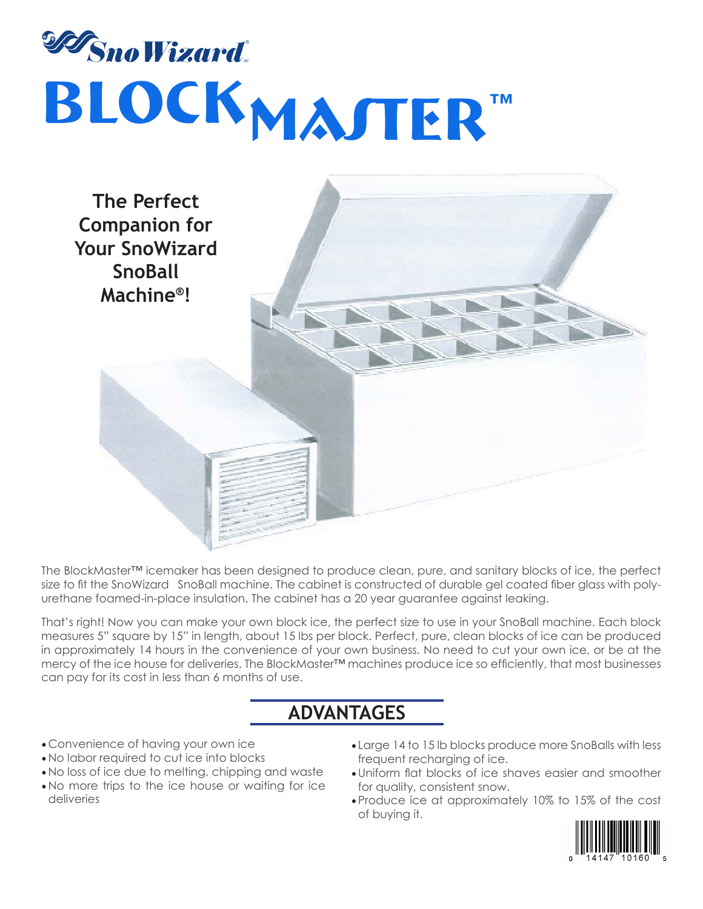SnoWizard

# BLOCKMASTER™

**The Perfect Companion for Your SnoWizard SnoBall Machine®!**

The BlockMaster™ icemaker has been designed to produce clean, pure, and sanitary blocks of ice, the perfect size to fit the SnoWizard SnoBall machine. The cabinet is constructed of durable gel coated fiber glass with poly-urethane foamed-in-place insulation. The cabinet has a 20 year guarantee against leaking.

That's right! Now you can make your own block ice, the perfect size to use in your SnoBall machine. Each block measures 5" square by 15" in length, about 15 lbs per block. Perfect, pure, clean blocks of ice can be produced in approximately 14 hours in the convenience of your own business. No need to cut your own ice, or be at the mercy of the ice house for deliveries. The BlockMaster™ machines produce ice so efficiently, that most businesses can pay for its cost in less than 6 months of use.

## ADVANTAGES

- Convenience of having your own ice
- No labor required to cut ice into blocks
- No loss of ice due to melting, chipping and waste
- No more trips to the ice house or waiting for ice deliveries
- Large 14 to 15 lb blocks produce more SnoBalls with less frequent recharging of ice.
- Uniform flat blocks of ice shaves easier and smoother for quality, consistent snow.
- Produce ice at approximately 10% to 15% of the cost of buying it.

0 14147 10160 5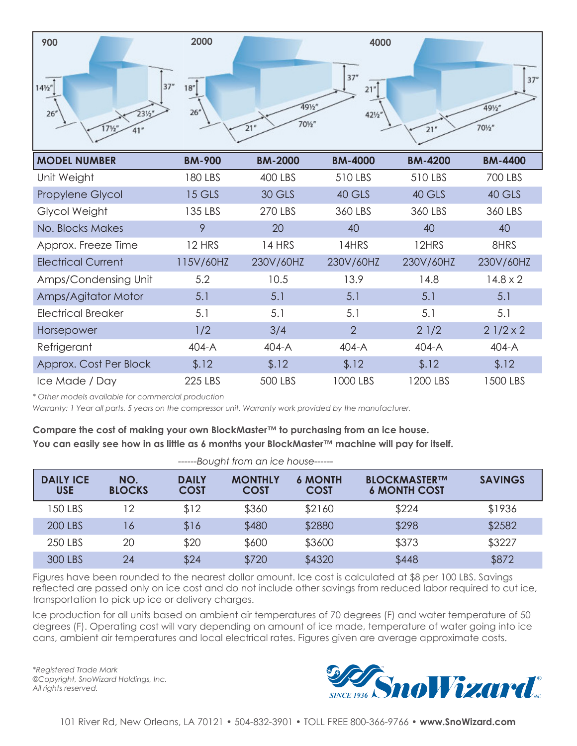900

14½" 37" 26" 23½" 17½" 41"

2000

18" 37" 26" 49½" 21" 70½"

4000

21" 37" 42½" 49½" 21" 70½"

| MODEL NUMBER | BM-900 | BM-2000 | BM-4000 | BM-4200 | BM-4400 |
|---|---|---|---|---|---|
| Unit Weight | 180 LBS | 400 LBS | 510 LBS | 510 LBS | 700 LBS |
| Propylene Glycol | 15 GLS | 30 GLS | 40 GLS | 40 GLS | 40 GLS |
| Glycol Weight | 135 LBS | 270 LBS | 360 LBS | 360 LBS | 360 LBS |
| No. Blocks Makes | 9 | 20 | 40 | 40 | 40 |
| Approx. Freeze Time | 12 HRS | 14 HRS | 14HRS | 12HRS | 8HRS |
| Electrical Current | 115V/60HZ | 230V/60HZ | 230V/60HZ | 230V/60HZ | 230V/60HZ |
| Amps/Condensing Unit | 5.2 | 10.5 | 13.9 | 14.8 | 14.8 x 2 |
| Amps/Agitator Motor | 5.1 | 5.1 | 5.1 | 5.1 | 5.1 |
| Electrical Breaker | 5.1 | 5.1 | 5.1 | 5.1 | 5.1 |
| Horsepower | 1/2 | 3/4 | 2 | 2 1/2 | 2 1/2 x 2 |
| Refrigerant | 404-A | 404-A | 404-A | 404-A | 404-A |
| Approx. Cost Per Block | $.12 | $.12 | $.12 | $.12 | $.12 |
| Ice Made / Day | 225 LBS | 500 LBS | 1000 LBS | 1200 LBS | 1500 LBS |

*\* Other models available for commercial production*

*Warranty: 1 Year all parts. 5 years on the compressor unit. Warranty work provided by the manufacturer.*

**Compare the cost of making your own BlockMaster™ to purchasing from an ice house.**
**You can easily see how in as little as 6 months your BlockMaster™ machine will pay for itself.**

*------Bought from an ice house------*

| DAILY ICE USE | NO. BLOCKS | DAILY COST | MONTHLY COST | 6 MONTH COST | BLOCKMASTER™ 6 MONTH COST | SAVINGS |
|---|---|---|---|---|---|---|
| 150 LBS | 12 | $12 | $360 | $2160 | $224 | $1936 |
| 200 LBS | 16 | $16 | $480 | $2880 | $298 | $2582 |
| 250 LBS | 20 | $20 | $600 | $3600 | $373 | $3227 |
| 300 LBS | 24 | $24 | $720 | $4320 | $448 | $872 |

Figures have been rounded to the nearest dollar amount. Ice cost is calculated at $8 per 100 LBS. Savings reflected are passed only on ice cost and do not include other savings from reduced labor required to cut ice, transportation to pick up ice or delivery charges.

Ice production for all units based on ambient air temperatures of 70 degrees (F) and water temperature of 50 degrees (F). Operating cost will vary depending on amount of ice made, temperature of water going into ice cans, ambient air temperatures and local electrical rates. Figures given are average approximate costs.

*\*Registered Trade Mark*
*©Copyright, SnoWizard Holdings, Inc.*
*All rights reserved.*

SnoWizard® SINCE 1936

101 River Rd, New Orleans, LA 70121 • 504-832-3901 • TOLL FREE 800-366-9766 • **www.SnoWizard.com**